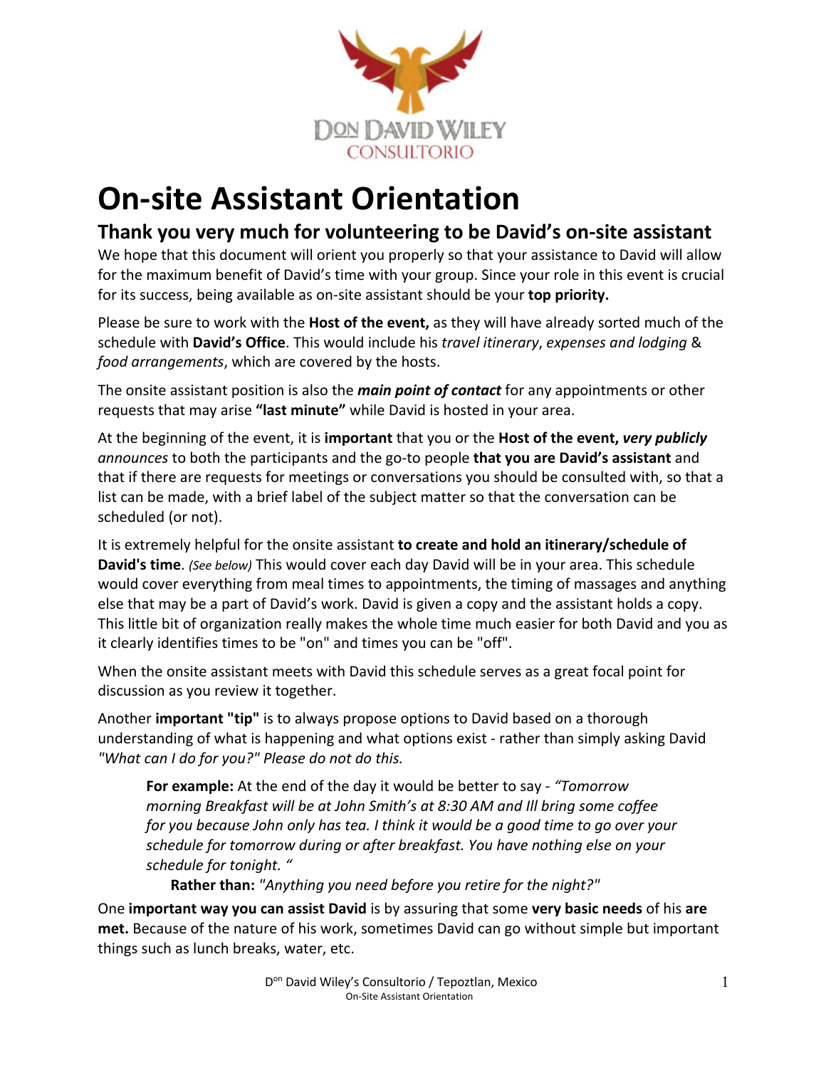Don David Wiley
CONSULTORIO

# On-site Assistant Orientation

## Thank you very much for volunteering to be David's on-site assistant

We hope that this document will orient you properly so that your assistance to David will allow for the maximum benefit of David's time with your group. Since your role in this event is crucial for its success, being available as on-site assistant should be your **top priority.**

Please be sure to work with the **Host of the event,** as they will have already sorted much of the schedule with **David's Office**. This would include his *travel itinerary*, *expenses and lodging* & *food arrangements*, which are covered by the hosts.

The onsite assistant position is also the ***main point of contact*** for any appointments or other requests that may arise **"last minute"** while David is hosted in your area.

At the beginning of the event, it is **important** that you or the **Host of the event,** ***very publicly*** *announces* to both the participants and the go-to people **that you are David's assistant** and that if there are requests for meetings or conversations you should be consulted with, so that a list can be made, with a brief label of the subject matter so that the conversation can be scheduled (or not).

It is extremely helpful for the onsite assistant **to create and hold an itinerary/schedule of David's time**. *(See below)* This would cover each day David will be in your area. This schedule would cover everything from meal times to appointments, the timing of massages and anything else that may be a part of David's work. David is given a copy and the assistant holds a copy. This little bit of organization really makes the whole time much easier for both David and you as it clearly identifies times to be "on" and times you can be "off".

When the onsite assistant meets with David this schedule serves as a great focal point for discussion as you review it together.

Another **important "tip"** is to always propose options to David based on a thorough understanding of what is happening and what options exist - rather than simply asking David *"What can I do for you?" Please do not do this.*

> **For example:** At the end of the day it would be better to say - *"Tomorrow morning Breakfast will be at John Smith's at 8:30 AM and Ill bring some coffee for you because John only has tea. I think it would be a good time to go over your schedule for tomorrow during or after breakfast. You have nothing else on your schedule for tonight. "*
>
> **Rather than:** *"Anything you need before you retire for the night?"*

One **important way you can assist David** is by assuring that some **very basic needs** of his **are met.** Because of the nature of his work, sometimes David can go without simple but important things such as lunch breaks, water, etc.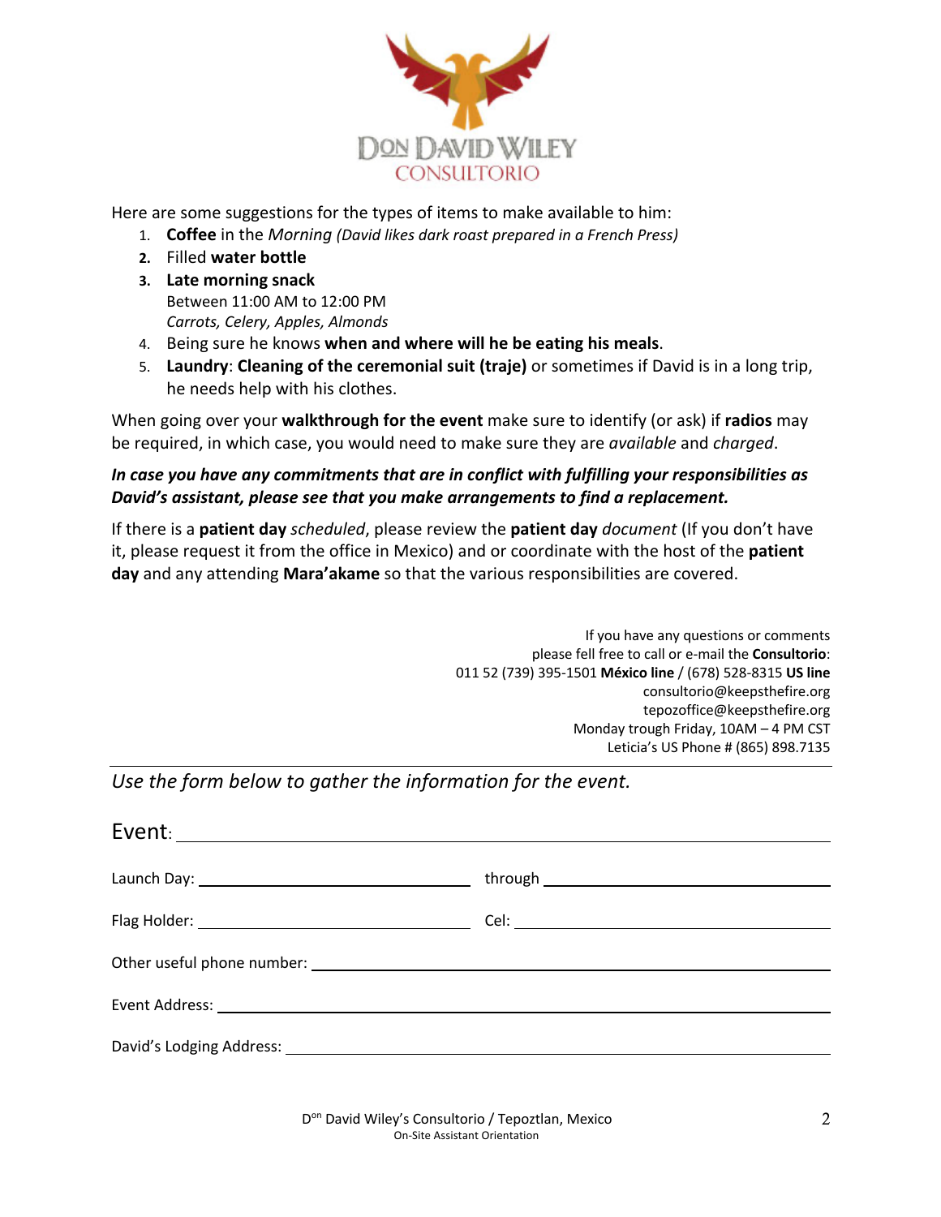Here are some suggestions for the types of items to make available to him:

1. **Coffee** in the *Morning (David likes dark roast prepared in a French Press)*
2. Filled **water bottle**
3. **Late morning snack**
   Between 11:00 AM to 12:00 PM
   *Carrots, Celery, Apples, Almonds*
4. Being sure he knows **when and where will he be eating his meals**.
5. **Laundry**: **Cleaning of the ceremonial suit (traje)** or sometimes if David is in a long trip, he needs help with his clothes.

When going over your **walkthrough for the event** make sure to identify (or ask) if **radios** may be required, in which case, you would need to make sure they are *available* and *charged*.

***In case you have any commitments that are in conflict with fulfilling your responsibilities as David's assistant, please see that you make arrangements to find a replacement.***

If there is a **patient day** *scheduled*, please review the **patient day** *document* (If you don't have it, please request it from the office in Mexico) and or coordinate with the host of the **patient day** and any attending **Mara'akame** so that the various responsibilities are covered.

If you have any questions or comments
please fell free to call or e-mail the **Consultorio**:
011 52 (739) 395-1501 **México line** / (678) 528-8315 **US line**
consultorio@keepsthefire.org
tepozoffice@keepsthefire.org
Monday trough Friday, 10AM – 4 PM CST
Leticia's US Phone # (865) 898.7135

---

*Use the form below to gather the information for the event.*

Event: ______________________________

Launch Day: ______________________ through ______________________

Flag Holder: ______________________ Cel: ______________________

Other useful phone number: ______________________________

Event Address: ______________________________

David's Lodging Address: ______________________________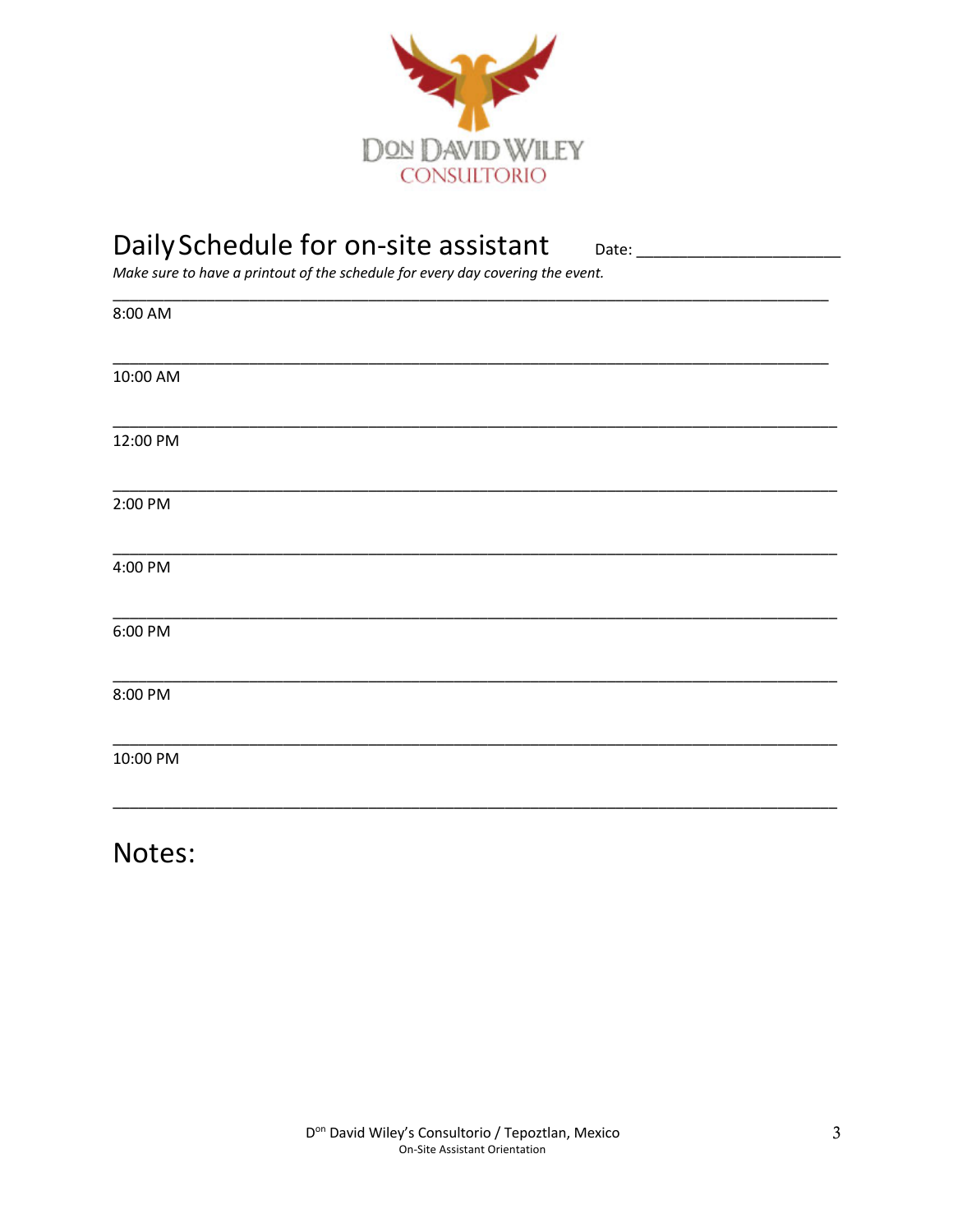DON DAVID WILEY
CONSULTORIO

# Daily Schedule for on-site assistant

Date: ____________________

*Make sure to have a printout of the schedule for every day covering the event.*

---

8:00 AM

---

10:00 AM

---

12:00 PM

---

2:00 PM

---

4:00 PM

---

6:00 PM

---

8:00 PM

---

10:00 PM

---

## Notes: